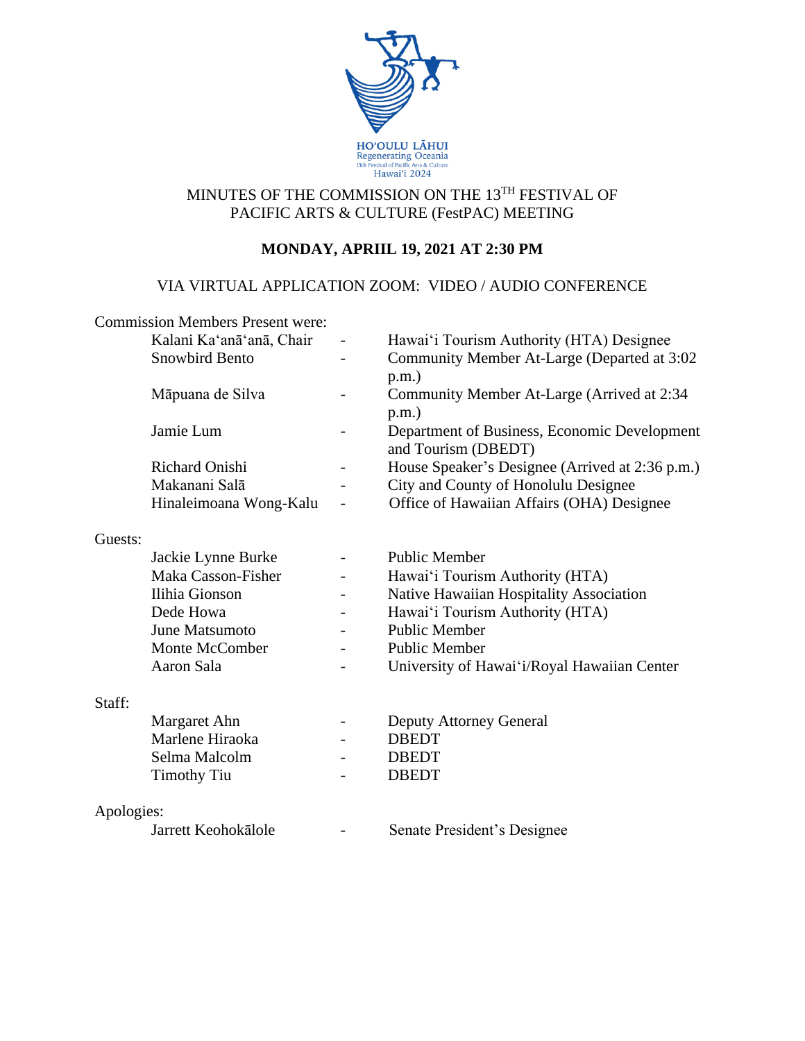HOʻOULU LĀHUI
Regenerating Oceania
13th Festival of Pacific Arts & Culture
Hawaiʻi 2024

# MINUTES OF THE COMMISSION ON THE 13TH FESTIVAL OF PACIFIC ARTS & CULTURE (FestPAC) MEETING

**MONDAY, APRIIL 19, 2021 AT 2:30 PM**

VIA VIRTUAL APPLICATION ZOOM: VIDEO / AUDIO CONFERENCE

Commission Members Present were:

| | | |
|---|---|---|
| Kalani Kaʻanāʻanā, Chair | - | Hawaiʻi Tourism Authority (HTA) Designee |
| Snowbird Bento | - | Community Member At-Large (Departed at 3:02 p.m.) |
| Māpuana de Silva | - | Community Member At-Large (Arrived at 2:34 p.m.) |
| Jamie Lum | - | Department of Business, Economic Development and Tourism (DBEDT) |
| Richard Onishi | - | House Speaker's Designee (Arrived at 2:36 p.m.) |
| Makanani Salā | - | City and County of Honolulu Designee |
| Hinaleimoana Wong-Kalu | - | Office of Hawaiian Affairs (OHA) Designee |

Guests:

| | | |
|---|---|---|
| Jackie Lynne Burke | - | Public Member |
| Maka Casson-Fisher | - | Hawaiʻi Tourism Authority (HTA) |
| Ilihia Gionson | - | Native Hawaiian Hospitality Association |
| Dede Howa | - | Hawaiʻi Tourism Authority (HTA) |
| June Matsumoto | - | Public Member |
| Monte McComber | - | Public Member |
| Aaron Sala | - | University of Hawaiʻi/Royal Hawaiian Center |

Staff:

| | | |
|---|---|---|
| Margaret Ahn | - | Deputy Attorney General |
| Marlene Hiraoka | - | DBEDT |
| Selma Malcolm | - | DBEDT |
| Timothy Tiu | - | DBEDT |

Apologies:

| | | |
|---|---|---|
| Jarrett Keohokālole | - | Senate President's Designee |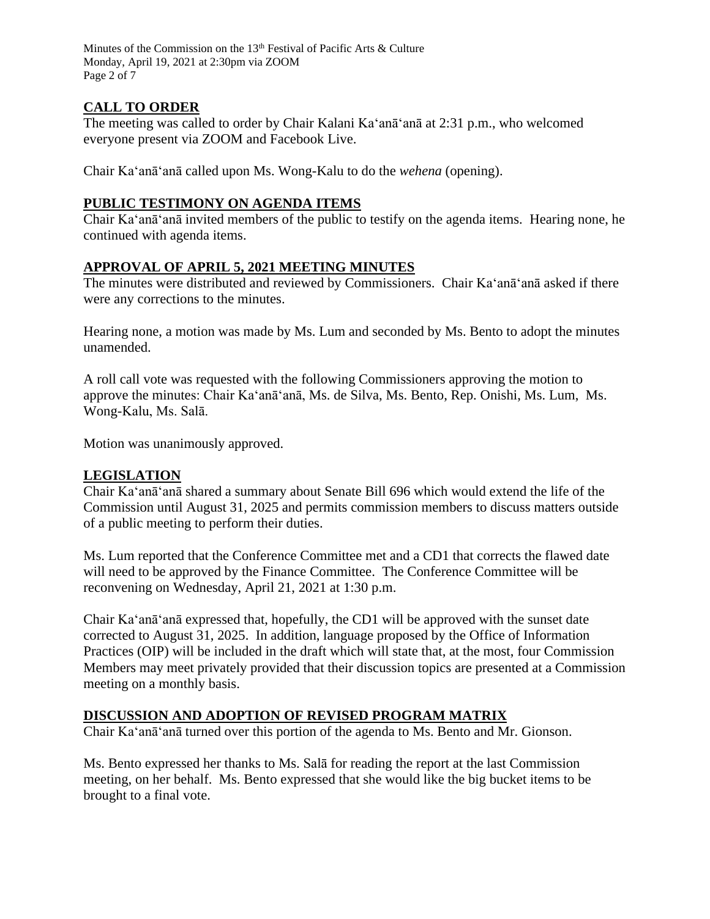## CALL TO ORDER

The meeting was called to order by Chair Kalani Kaʻanāʻanā at 2:31 p.m., who welcomed everyone present via ZOOM and Facebook Live.

Chair Kaʻanāʻanā called upon Ms. Wong-Kalu to do the *wehena* (opening).

## PUBLIC TESTIMONY ON AGENDA ITEMS

Chair Kaʻanāʻanā invited members of the public to testify on the agenda items. Hearing none, he continued with agenda items.

## APPROVAL OF APRIL 5, 2021 MEETING MINUTES

The minutes were distributed and reviewed by Commissioners. Chair Kaʻanāʻanā asked if there were any corrections to the minutes.

Hearing none, a motion was made by Ms. Lum and seconded by Ms. Bento to adopt the minutes unamended.

A roll call vote was requested with the following Commissioners approving the motion to approve the minutes: Chair Kaʻanāʻanā, Ms. de Silva, Ms. Bento, Rep. Onishi, Ms. Lum, Ms. Wong-Kalu, Ms. Salā.

Motion was unanimously approved.

## LEGISLATION

Chair Kaʻanāʻanā shared a summary about Senate Bill 696 which would extend the life of the Commission until August 31, 2025 and permits commission members to discuss matters outside of a public meeting to perform their duties.

Ms. Lum reported that the Conference Committee met and a CD1 that corrects the flawed date will need to be approved by the Finance Committee. The Conference Committee will be reconvening on Wednesday, April 21, 2021 at 1:30 p.m.

Chair Kaʻanāʻanā expressed that, hopefully, the CD1 will be approved with the sunset date corrected to August 31, 2025. In addition, language proposed by the Office of Information Practices (OIP) will be included in the draft which will state that, at the most, four Commission Members may meet privately provided that their discussion topics are presented at a Commission meeting on a monthly basis.

## DISCUSSION AND ADOPTION OF REVISED PROGRAM MATRIX

Chair Kaʻanāʻanā turned over this portion of the agenda to Ms. Bento and Mr. Gionson.

Ms. Bento expressed her thanks to Ms. Salā for reading the report at the last Commission meeting, on her behalf. Ms. Bento expressed that she would like the big bucket items to be brought to a final vote.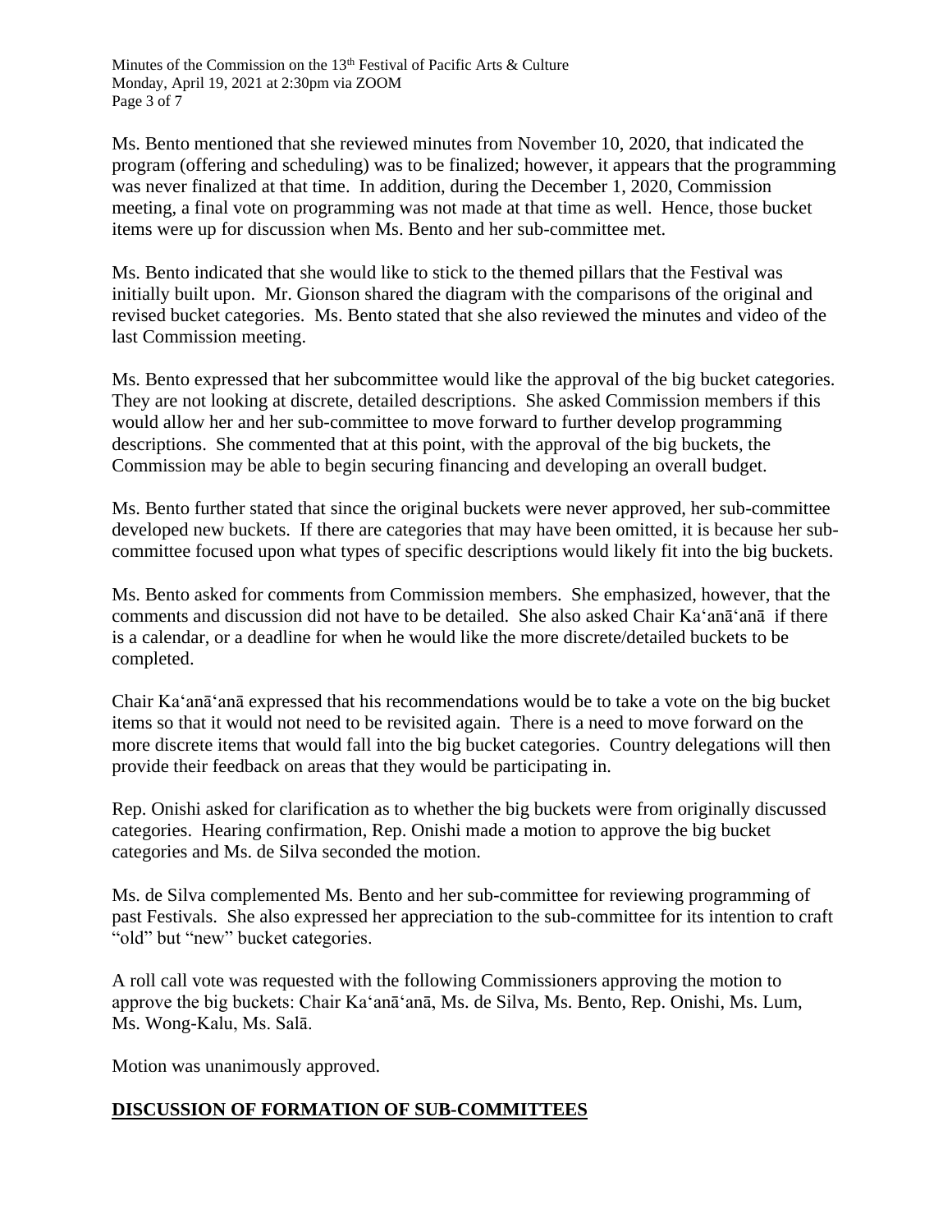Ms. Bento mentioned that she reviewed minutes from November 10, 2020, that indicated the program (offering and scheduling) was to be finalized; however, it appears that the programming was never finalized at that time. In addition, during the December 1, 2020, Commission meeting, a final vote on programming was not made at that time as well. Hence, those bucket items were up for discussion when Ms. Bento and her sub-committee met.

Ms. Bento indicated that she would like to stick to the themed pillars that the Festival was initially built upon. Mr. Gionson shared the diagram with the comparisons of the original and revised bucket categories. Ms. Bento stated that she also reviewed the minutes and video of the last Commission meeting.

Ms. Bento expressed that her subcommittee would like the approval of the big bucket categories. They are not looking at discrete, detailed descriptions. She asked Commission members if this would allow her and her sub-committee to move forward to further develop programming descriptions. She commented that at this point, with the approval of the big buckets, the Commission may be able to begin securing financing and developing an overall budget.

Ms. Bento further stated that since the original buckets were never approved, her sub-committee developed new buckets. If there are categories that may have been omitted, it is because her sub-committee focused upon what types of specific descriptions would likely fit into the big buckets.

Ms. Bento asked for comments from Commission members. She emphasized, however, that the comments and discussion did not have to be detailed. She also asked Chair Ka'anā'anā if there is a calendar, or a deadline for when he would like the more discrete/detailed buckets to be completed.

Chair Ka'anā'anā expressed that his recommendations would be to take a vote on the big bucket items so that it would not need to be revisited again. There is a need to move forward on the more discrete items that would fall into the big bucket categories. Country delegations will then provide their feedback on areas that they would be participating in.

Rep. Onishi asked for clarification as to whether the big buckets were from originally discussed categories. Hearing confirmation, Rep. Onishi made a motion to approve the big bucket categories and Ms. de Silva seconded the motion.

Ms. de Silva complemented Ms. Bento and her sub-committee for reviewing programming of past Festivals. She also expressed her appreciation to the sub-committee for its intention to craft "old" but "new" bucket categories.

A roll call vote was requested with the following Commissioners approving the motion to approve the big buckets: Chair Ka'anā'anā, Ms. de Silva, Ms. Bento, Rep. Onishi, Ms. Lum, Ms. Wong-Kalu, Ms. Salā.

Motion was unanimously approved.

## DISCUSSION OF FORMATION OF SUB-COMMITTEES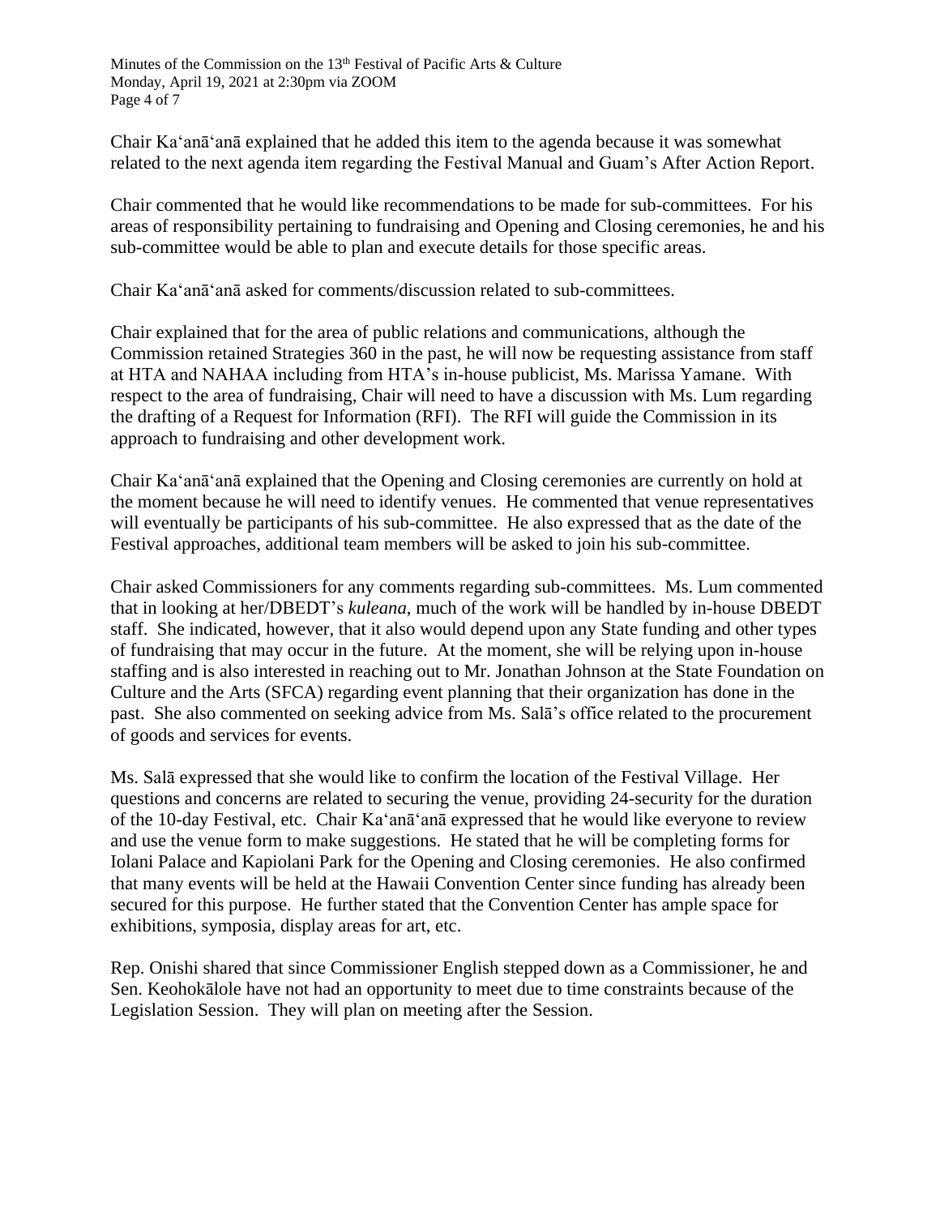Chair Ka'anā'anā explained that he added this item to the agenda because it was somewhat related to the next agenda item regarding the Festival Manual and Guam's After Action Report.

Chair commented that he would like recommendations to be made for sub-committees. For his areas of responsibility pertaining to fundraising and Opening and Closing ceremonies, he and his sub-committee would be able to plan and execute details for those specific areas.

Chair Ka'anā'anā asked for comments/discussion related to sub-committees.

Chair explained that for the area of public relations and communications, although the Commission retained Strategies 360 in the past, he will now be requesting assistance from staff at HTA and NAHAA including from HTA's in-house publicist, Ms. Marissa Yamane. With respect to the area of fundraising, Chair will need to have a discussion with Ms. Lum regarding the drafting of a Request for Information (RFI). The RFI will guide the Commission in its approach to fundraising and other development work.

Chair Ka'anā'anā explained that the Opening and Closing ceremonies are currently on hold at the moment because he will need to identify venues. He commented that venue representatives will eventually be participants of his sub-committee. He also expressed that as the date of the Festival approaches, additional team members will be asked to join his sub-committee.

Chair asked Commissioners for any comments regarding sub-committees. Ms. Lum commented that in looking at her/DBEDT's *kuleana*, much of the work will be handled by in-house DBEDT staff. She indicated, however, that it also would depend upon any State funding and other types of fundraising that may occur in the future. At the moment, she will be relying upon in-house staffing and is also interested in reaching out to Mr. Jonathan Johnson at the State Foundation on Culture and the Arts (SFCA) regarding event planning that their organization has done in the past. She also commented on seeking advice from Ms. Salā's office related to the procurement of goods and services for events.

Ms. Salā expressed that she would like to confirm the location of the Festival Village. Her questions and concerns are related to securing the venue, providing 24-security for the duration of the 10-day Festival, etc. Chair Ka'anā'anā expressed that he would like everyone to review and use the venue form to make suggestions. He stated that he will be completing forms for Iolani Palace and Kapiolani Park for the Opening and Closing ceremonies. He also confirmed that many events will be held at the Hawaii Convention Center since funding has already been secured for this purpose. He further stated that the Convention Center has ample space for exhibitions, symposia, display areas for art, etc.

Rep. Onishi shared that since Commissioner English stepped down as a Commissioner, he and Sen. Keohokālole have not had an opportunity to meet due to time constraints because of the Legislation Session. They will plan on meeting after the Session.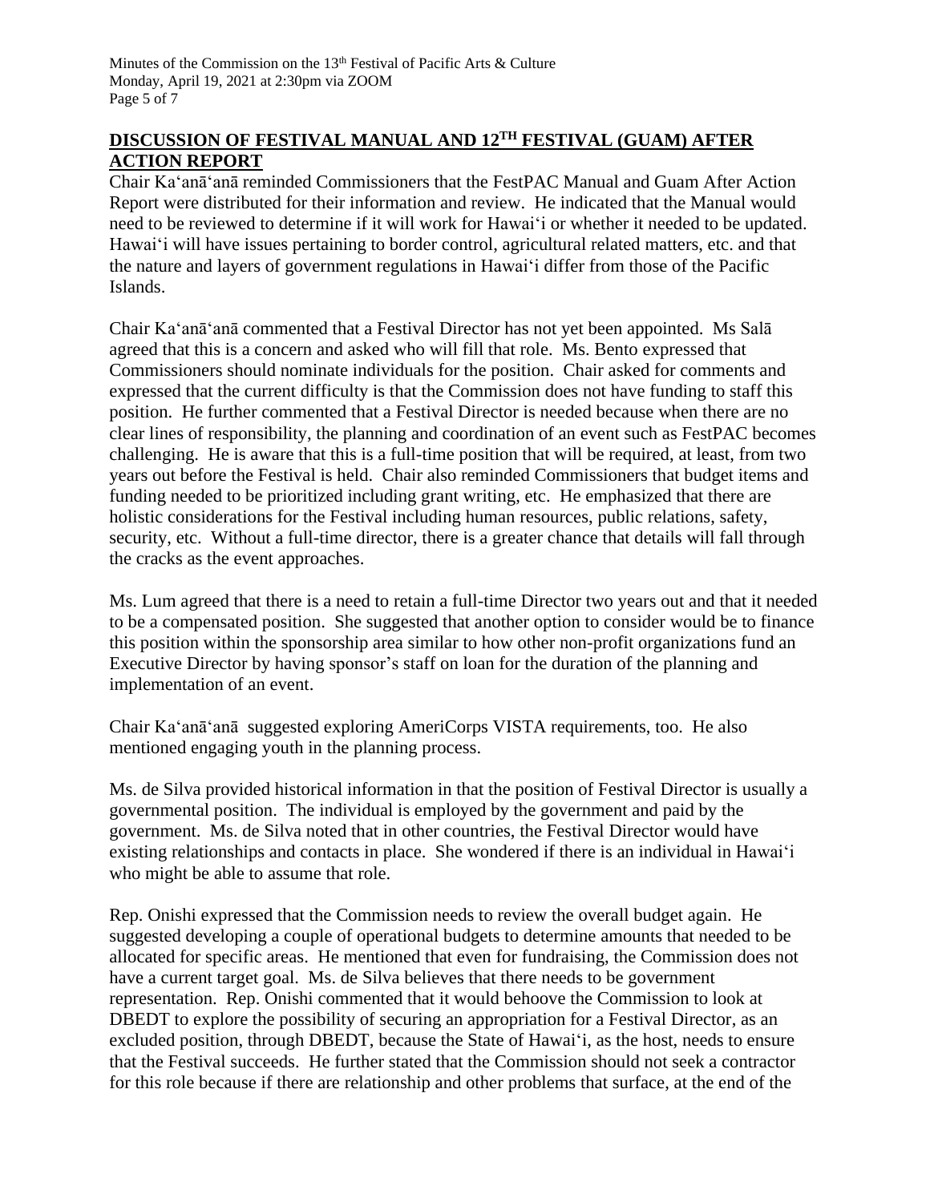## DISCUSSION OF FESTIVAL MANUAL AND 12TH FESTIVAL (GUAM) AFTER ACTION REPORT

Chair Kaʻanāʻanā reminded Commissioners that the FestPAC Manual and Guam After Action Report were distributed for their information and review. He indicated that the Manual would need to be reviewed to determine if it will work for Hawaiʻi or whether it needed to be updated. Hawaiʻi will have issues pertaining to border control, agricultural related matters, etc. and that the nature and layers of government regulations in Hawaiʻi differ from those of the Pacific Islands.

Chair Kaʻanāʻanā commented that a Festival Director has not yet been appointed. Ms Salā agreed that this is a concern and asked who will fill that role. Ms. Bento expressed that Commissioners should nominate individuals for the position. Chair asked for comments and expressed that the current difficulty is that the Commission does not have funding to staff this position. He further commented that a Festival Director is needed because when there are no clear lines of responsibility, the planning and coordination of an event such as FestPAC becomes challenging. He is aware that this is a full-time position that will be required, at least, from two years out before the Festival is held. Chair also reminded Commissioners that budget items and funding needed to be prioritized including grant writing, etc. He emphasized that there are holistic considerations for the Festival including human resources, public relations, safety, security, etc. Without a full-time director, there is a greater chance that details will fall through the cracks as the event approaches.

Ms. Lum agreed that there is a need to retain a full-time Director two years out and that it needed to be a compensated position. She suggested that another option to consider would be to finance this position within the sponsorship area similar to how other non-profit organizations fund an Executive Director by having sponsor's staff on loan for the duration of the planning and implementation of an event.

Chair Kaʻanāʻanā suggested exploring AmeriCorps VISTA requirements, too. He also mentioned engaging youth in the planning process.

Ms. de Silva provided historical information in that the position of Festival Director is usually a governmental position. The individual is employed by the government and paid by the government. Ms. de Silva noted that in other countries, the Festival Director would have existing relationships and contacts in place. She wondered if there is an individual in Hawaiʻi who might be able to assume that role.

Rep. Onishi expressed that the Commission needs to review the overall budget again. He suggested developing a couple of operational budgets to determine amounts that needed to be allocated for specific areas. He mentioned that even for fundraising, the Commission does not have a current target goal. Ms. de Silva believes that there needs to be government representation. Rep. Onishi commented that it would behoove the Commission to look at DBEDT to explore the possibility of securing an appropriation for a Festival Director, as an excluded position, through DBEDT, because the State of Hawaiʻi, as the host, needs to ensure that the Festival succeeds. He further stated that the Commission should not seek a contractor for this role because if there are relationship and other problems that surface, at the end of the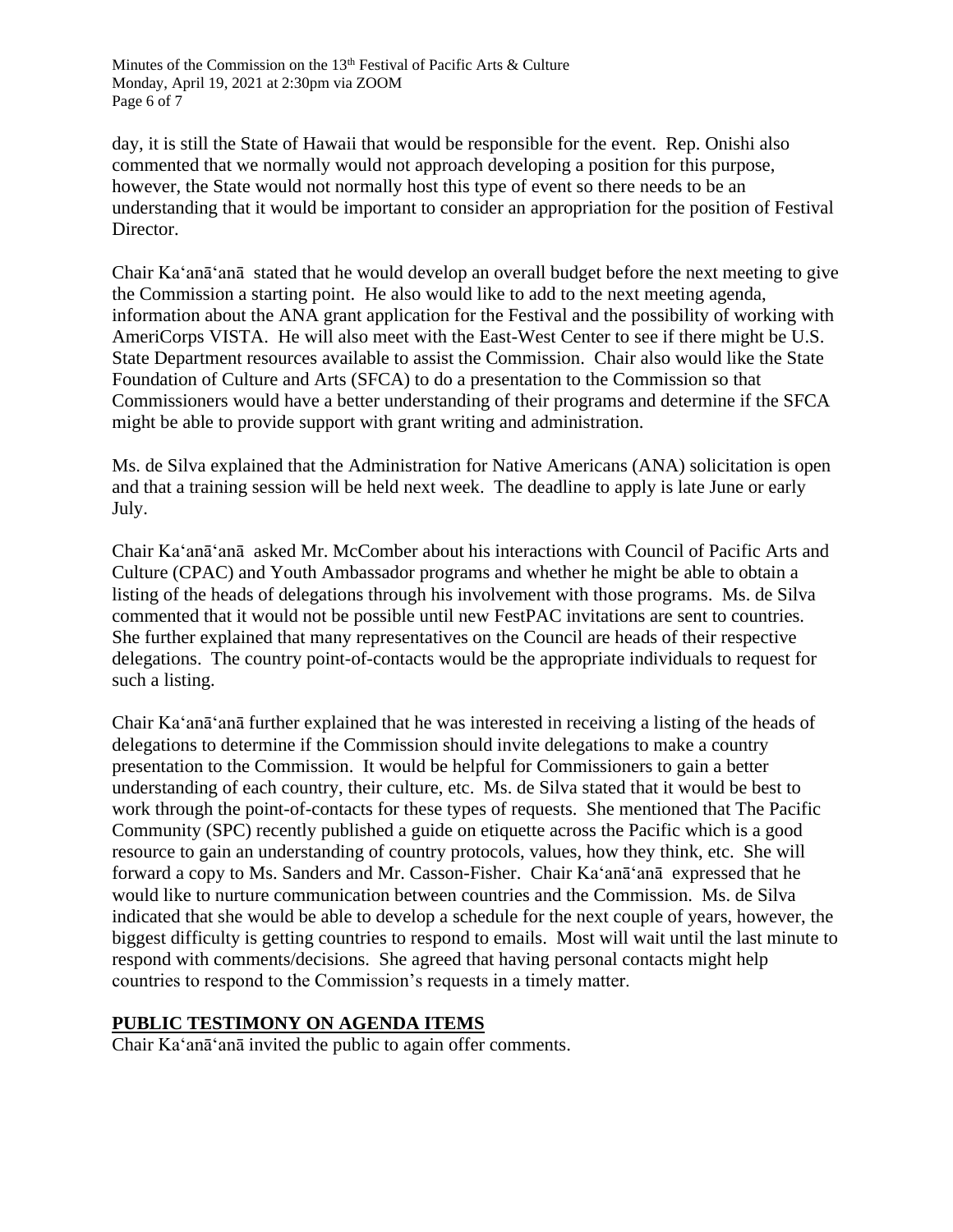day, it is still the State of Hawaii that would be responsible for the event. Rep. Onishi also commented that we normally would not approach developing a position for this purpose, however, the State would not normally host this type of event so there needs to be an understanding that it would be important to consider an appropriation for the position of Festival Director.

Chair Kaʻanāʻanā stated that he would develop an overall budget before the next meeting to give the Commission a starting point. He also would like to add to the next meeting agenda, information about the ANA grant application for the Festival and the possibility of working with AmeriCorps VISTA. He will also meet with the East-West Center to see if there might be U.S. State Department resources available to assist the Commission. Chair also would like the State Foundation of Culture and Arts (SFCA) to do a presentation to the Commission so that Commissioners would have a better understanding of their programs and determine if the SFCA might be able to provide support with grant writing and administration.

Ms. de Silva explained that the Administration for Native Americans (ANA) solicitation is open and that a training session will be held next week. The deadline to apply is late June or early July.

Chair Kaʻanāʻanā asked Mr. McComber about his interactions with Council of Pacific Arts and Culture (CPAC) and Youth Ambassador programs and whether he might be able to obtain a listing of the heads of delegations through his involvement with those programs. Ms. de Silva commented that it would not be possible until new FestPAC invitations are sent to countries. She further explained that many representatives on the Council are heads of their respective delegations. The country point-of-contacts would be the appropriate individuals to request for such a listing.

Chair Kaʻanāʻanā further explained that he was interested in receiving a listing of the heads of delegations to determine if the Commission should invite delegations to make a country presentation to the Commission. It would be helpful for Commissioners to gain a better understanding of each country, their culture, etc. Ms. de Silva stated that it would be best to work through the point-of-contacts for these types of requests. She mentioned that The Pacific Community (SPC) recently published a guide on etiquette across the Pacific which is a good resource to gain an understanding of country protocols, values, how they think, etc. She will forward a copy to Ms. Sanders and Mr. Casson-Fisher. Chair Kaʻanāʻanā expressed that he would like to nurture communication between countries and the Commission. Ms. de Silva indicated that she would be able to develop a schedule for the next couple of years, however, the biggest difficulty is getting countries to respond to emails. Most will wait until the last minute to respond with comments/decisions. She agreed that having personal contacts might help countries to respond to the Commission's requests in a timely matter.

## PUBLIC TESTIMONY ON AGENDA ITEMS

Chair Kaʻanāʻanā invited the public to again offer comments.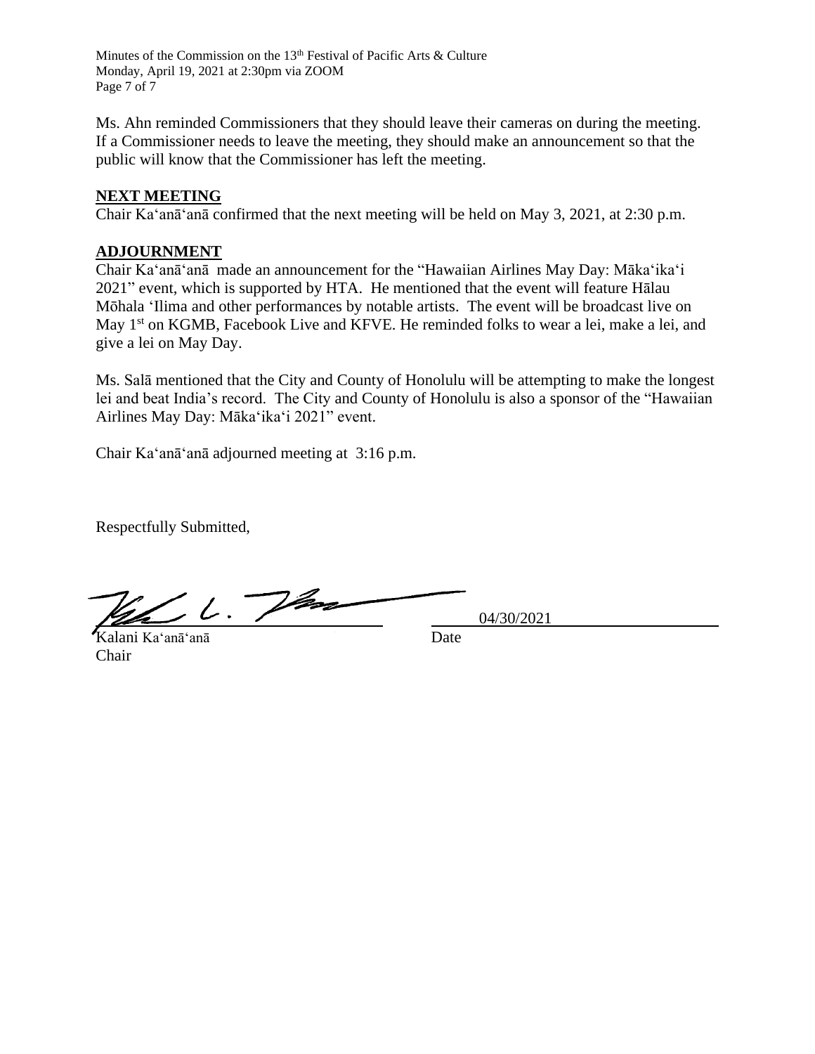Ms. Ahn reminded Commissioners that they should leave their cameras on during the meeting. If a Commissioner needs to leave the meeting, they should make an announcement so that the public will know that the Commissioner has left the meeting.

## NEXT MEETING

Chair Kaʻanāʻanā confirmed that the next meeting will be held on May 3, 2021, at 2:30 p.m.

## ADJOURNMENT

Chair Kaʻanāʻanā made an announcement for the "Hawaiian Airlines May Day: Mākaʻikaʻi 2021" event, which is supported by HTA. He mentioned that the event will feature Hālau Mōhala ʻIlima and other performances by notable artists. The event will be broadcast live on May 1st on KGMB, Facebook Live and KFVE. He reminded folks to wear a lei, make a lei, and give a lei on May Day.

Ms. Salā mentioned that the City and County of Honolulu will be attempting to make the longest lei and beat India's record. The City and County of Honolulu is also a sponsor of the "Hawaiian Airlines May Day: Mākaʻikaʻi 2021" event.

Chair Kaʻanāʻanā adjourned meeting at 3:16 p.m.

Respectfully Submitted,

Kalani Kaʻanāʻanā
Chair

04/30/2021
Date